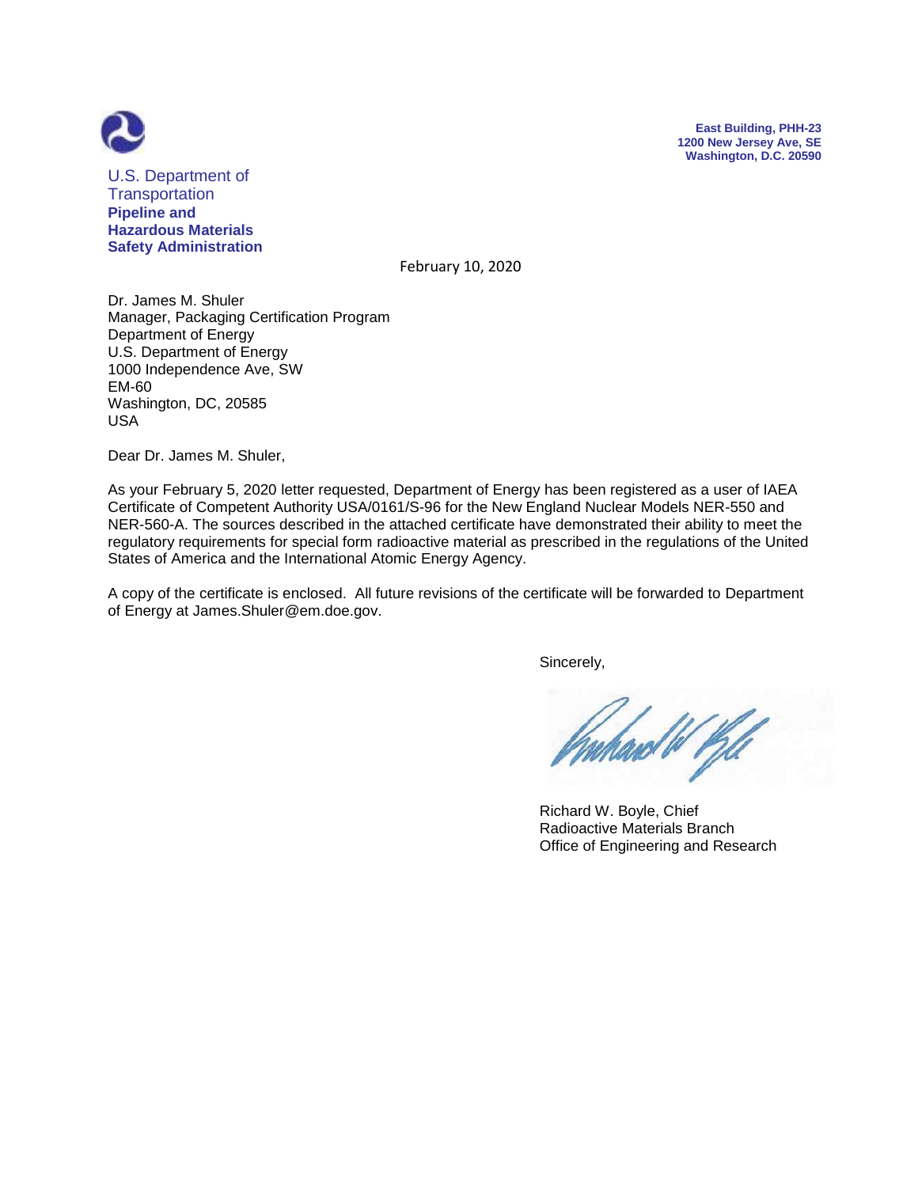U.S. Department of Transportation
**Pipeline and Hazardous Materials Safety Administration**

**East Building, PHH-23**
**1200 New Jersey Ave, SE**
**Washington, D.C. 20590**

February 10, 2020

Dr. James M. Shuler
Manager, Packaging Certification Program
Department of Energy
U.S. Department of Energy
1000 Independence Ave, SW
EM-60
Washington, DC, 20585
USA

Dear Dr. James M. Shuler,

As your February 5, 2020 letter requested, Department of Energy has been registered as a user of IAEA Certificate of Competent Authority USA/0161/S-96 for the New England Nuclear Models NER-550 and NER-560-A. The sources described in the attached certificate have demonstrated their ability to meet the regulatory requirements for special form radioactive material as prescribed in the regulations of the United States of America and the International Atomic Energy Agency.

A copy of the certificate is enclosed. All future revisions of the certificate will be forwarded to Department of Energy at James.Shuler@em.doe.gov.

Sincerely,

Richard W. Boyle, Chief
Radioactive Materials Branch
Office of Engineering and Research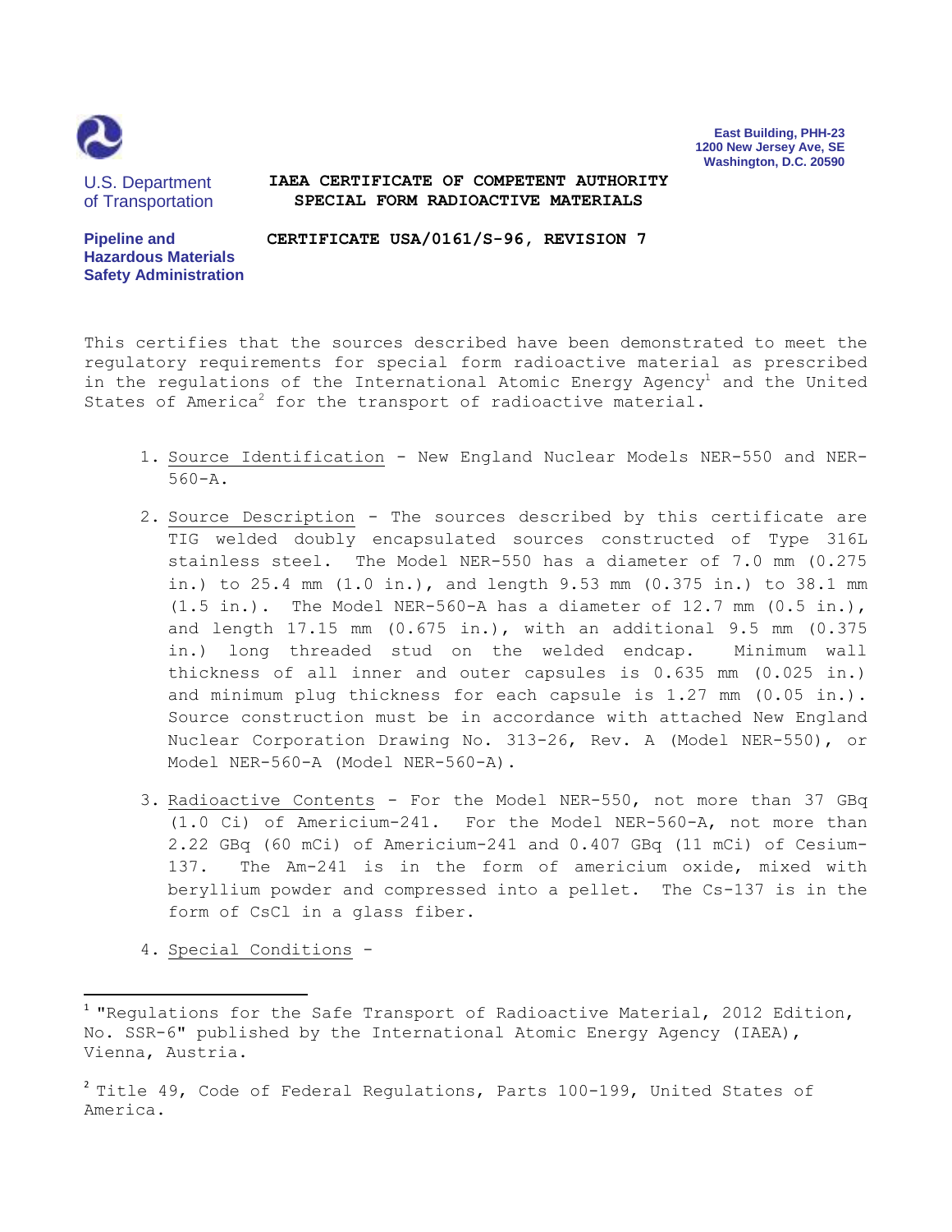U.S. Department of Transportation

Pipeline and Hazardous Materials Safety Administration

East Building, PHH-23
1200 New Jersey Ave, SE
Washington, D.C. 20590

# IAEA CERTIFICATE OF COMPETENT AUTHORITY
# SPECIAL FORM RADIOACTIVE MATERIALS

## CERTIFICATE USA/0161/S-96, REVISION 7

This certifies that the sources described have been demonstrated to meet the regulatory requirements for special form radioactive material as prescribed in the regulations of the International Atomic Energy Agency[1] and the United States of America[2] for the transport of radioactive material.

1. Source Identification - New England Nuclear Models NER-550 and NER-560-A.

2. Source Description - The sources described by this certificate are TIG welded doubly encapsulated sources constructed of Type 316L stainless steel. The Model NER-550 has a diameter of 7.0 mm (0.275 in.) to 25.4 mm (1.0 in.), and length 9.53 mm (0.375 in.) to 38.1 mm (1.5 in.). The Model NER-560-A has a diameter of 12.7 mm (0.5 in.), and length 17.15 mm (0.675 in.), with an additional 9.5 mm (0.375 in.) long threaded stud on the welded endcap. Minimum wall thickness of all inner and outer capsules is 0.635 mm (0.025 in.) and minimum plug thickness for each capsule is 1.27 mm (0.05 in.). Source construction must be in accordance with attached New England Nuclear Corporation Drawing No. 313-26, Rev. A (Model NER-550), or Model NER-560-A (Model NER-560-A).

3. Radioactive Contents - For the Model NER-550, not more than 37 GBq (1.0 Ci) of Americium-241. For the Model NER-560-A, not more than 2.22 GBq (60 mCi) of Americium-241 and 0.407 GBq (11 mCi) of Cesium-137. The Am-241 is in the form of americium oxide, mixed with beryllium powder and compressed into a pellet. The Cs-137 is in the form of CsCl in a glass fiber.

4. Special Conditions -

---

[1] "Regulations for the Safe Transport of Radioactive Material, 2012 Edition, No. SSR-6" published by the International Atomic Energy Agency (IAEA), Vienna, Austria.

[2] Title 49, Code of Federal Regulations, Parts 100-199, United States of America.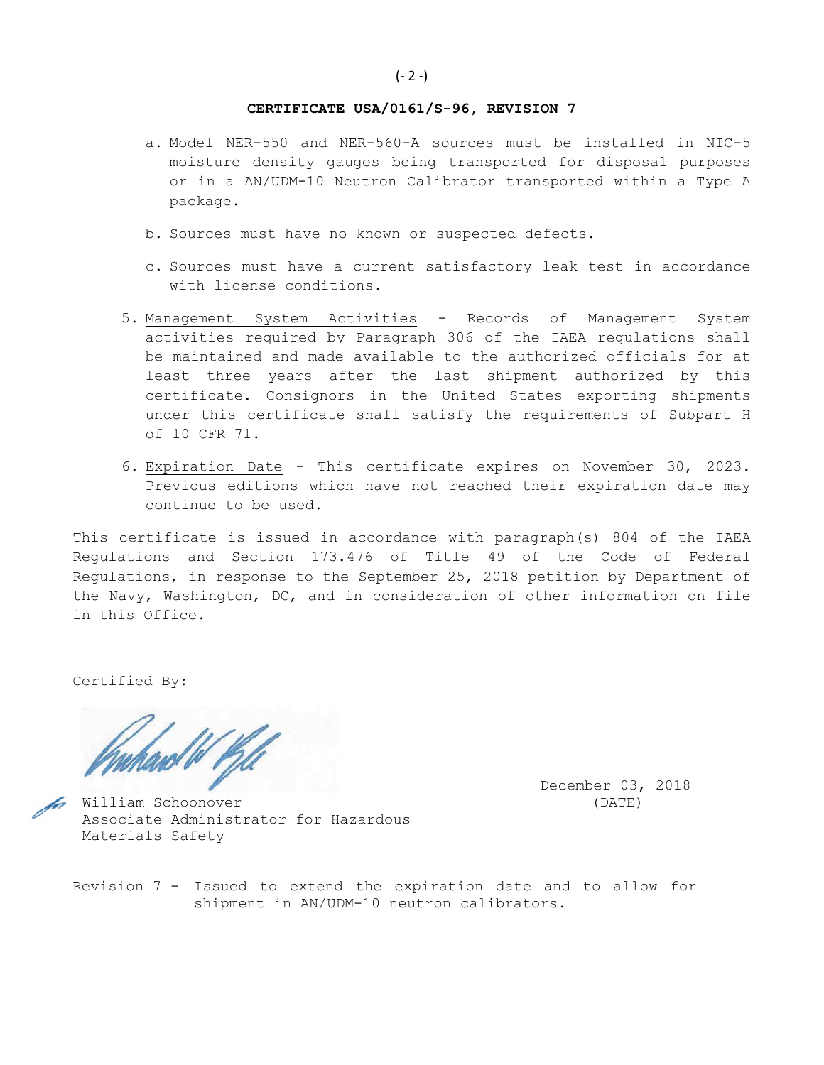**CERTIFICATE USA/0161/S-96, REVISION 7**

a. Model NER-550 and NER-560-A sources must be installed in NIC-5 moisture density gauges being transported for disposal purposes or in a AN/UDM-10 Neutron Calibrator transported within a Type A package.

b. Sources must have no known or suspected defects.

c. Sources must have a current satisfactory leak test in accordance with license conditions.

5. Management System Activities - Records of Management System activities required by Paragraph 306 of the IAEA regulations shall be maintained and made available to the authorized officials for at least three years after the last shipment authorized by this certificate. Consignors in the United States exporting shipments under this certificate shall satisfy the requirements of Subpart H of 10 CFR 71.

6. Expiration Date - This certificate expires on November 30, 2023. Previous editions which have not reached their expiration date may continue to be used.

This certificate is issued in accordance with paragraph(s) 804 of the IAEA Regulations and Section 173.476 of Title 49 of the Code of Federal Regulations, in response to the September 25, 2018 petition by Department of the Navy, Washington, DC, and in consideration of other information on file in this Office.

Certified By:

William Schoonover
Associate Administrator for Hazardous Materials Safety

December 03, 2018
(DATE)

Revision 7 - Issued to extend the expiration date and to allow for shipment in AN/UDM-10 neutron calibrators.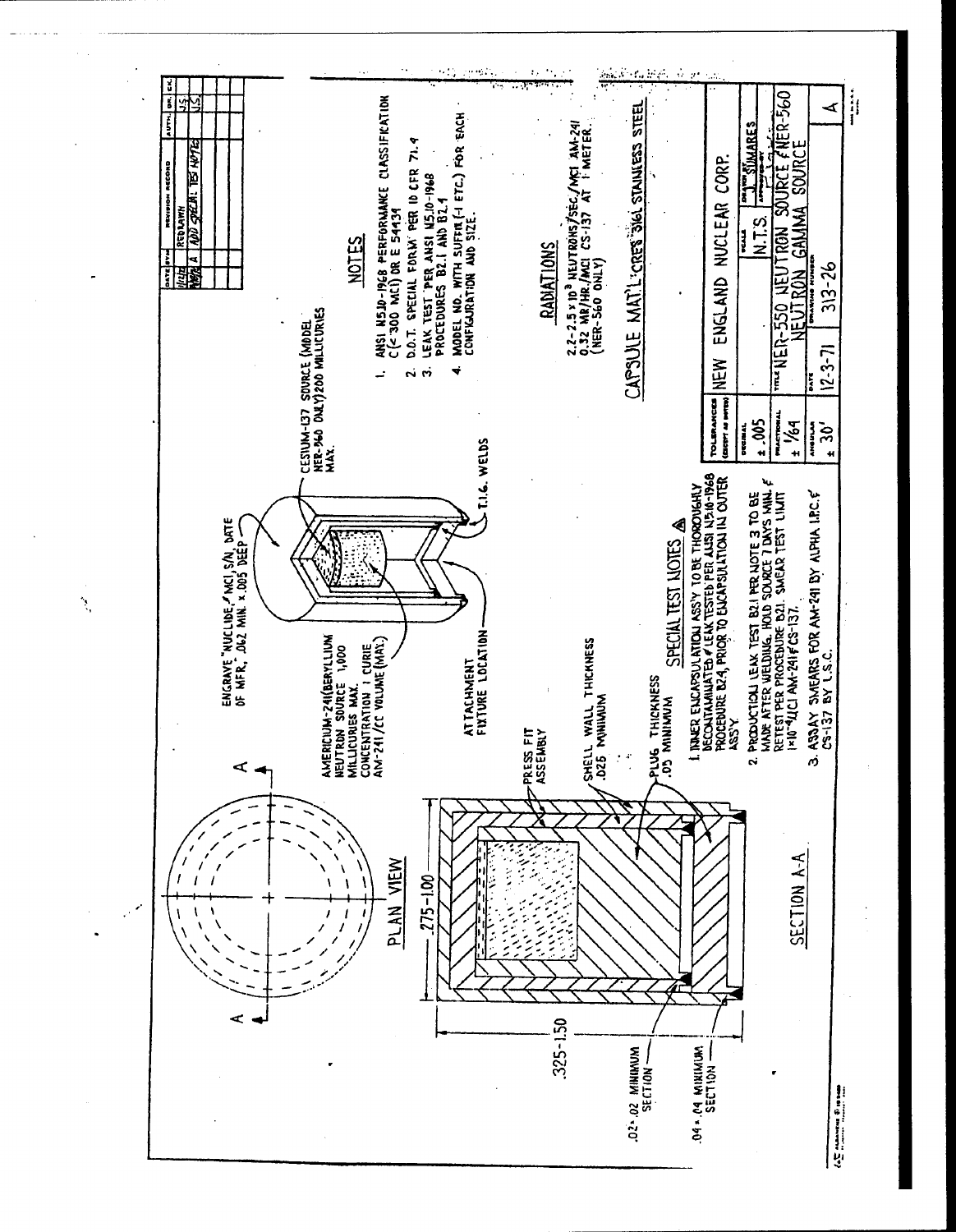| DATE | SYM | REVISION RECORD | AUTH. | DR. | CK. |
|---|---|---|---|---|---|
| 11/23/72 | | REDRAWN | | J.S. | |
| 1/18/73 | A | ADD SPECIAL TEST NOTES | | J.S. | |

## PLAN VIEW

## SECTION A-A

.275-1.00

.325-1.50

.02±.02 MINIMUM SECTION

.04±.04 MINIMUM SECTION

PRESS FIT ASSEMBLY

SHELL WALL THICKNESS .025 MINIMUM

PLUG THICKNESS .05 MINIMUM

ENGRAVE "NUCLIDE, MCi, S/N, DATE OF MFR," .062 MIN. x .005 DEEP

AMERICIUM-241 (BERYLLIUM NEUTRON SOURCE 1,000 MILLICURIES MAX. CONCENTRATION 1 CURIE AM-241/CC VOLUME (MAX.)

CESIUM-137 SOURCE (MODEL NER-560 ONLY) 200 MILLICURIES MAX.

ATTACHMENT FIXTURE LOCATION

T.I.G. WELDS

## SPECIAL TEST NOTES A

1. INNER ENCAPSULATION ASS'Y TO BE THOROUGHLY DECONTAMINATED & LEAK TESTED PER ANSI N5.10-1968 PROCEDURE B2.4, PRIOR TO ENCAPSULATION IN OUTER ASS'Y.
2. PRODUCTION LEAK TEST B2.1 PER NOTE 3 TO BE MADE AFTER WELDING. HOLD SOURCE 7 DAYS MIN. & RETEST PER PROCEDURE B2.1. SMEAR TEST LIMIT $1\times10^{-4}\mu$Ci AM-241 & CS-137.
3. ASSAY SMEARS FOR AM-241 BY ALPHA I.P.C. & CS-137 BY L.S.C.

## NOTES

1. ANSI N5.10-1968 PERFORMANCE CLASSIFICATION C(≤ 300 MCi) OR E 54434
2. D.O.T. SPECIAL FORM PER 10 CFR 71.4
3. LEAK TEST PER ANSI N5.10-1968 PROCEDURES B2.1 AND B2.4
4. MODEL NO. WITH SUFFIX (-1 ETC.) FOR EACH CONFIGURATION AND SIZE.

## RADIATIONS

$2.2-2.5\times10^{3}$ NEUTRONS/SEC/MCi AM-241
0.32 MR/HR/MCi CS-137 AT 1 METER (NER-560 ONLY)

CAPSULE MAT'L: CRES 316L STAINLESS STEEL

| TOLERANCES (EXCEPT AS NOTED) | NEW ENGLAND NUCLEAR CORP. | | |
|---|---|---|---|
| DECIMAL ±.005 | | SCALE N.T.S. | DRAWN BY J. SIMARES |
| FRACTIONAL ±1/64 | TITLE NER-550 NEUTRON SOURCE & NER-560 NEUTRON GAMMA SOURCE | | |
| ANGULAR ±30' | DATE 12-3-71 | DRAWING NUMBER 313-26 | A |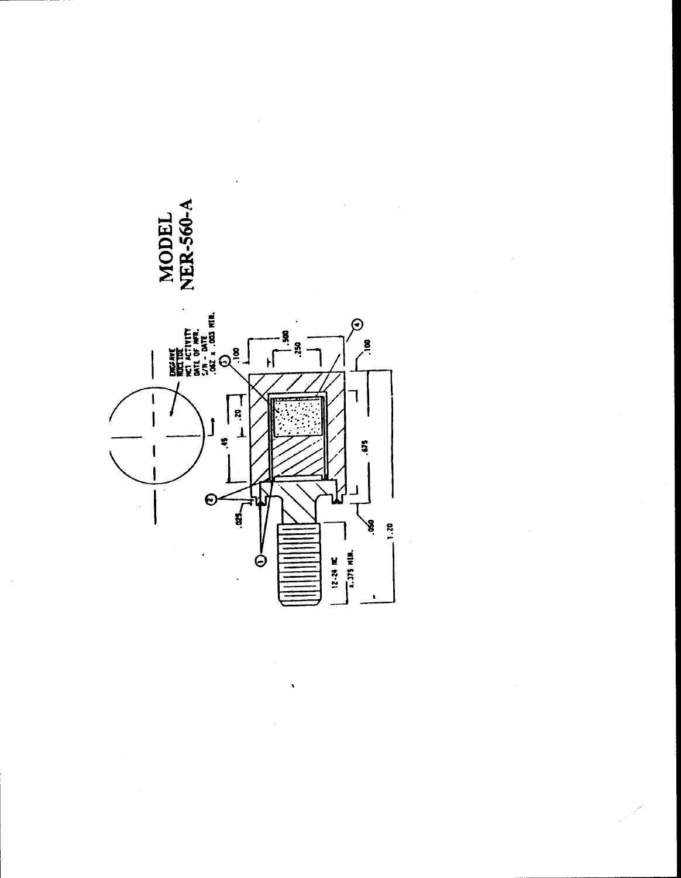# MODEL NER-560-A

ENGRAVE
NUCLIDE
MCI ACTIVITY
DATE OF MFR.
S/N - DATE
.062 x .003 MIN.

.45

.20

.100

.500

.250

.100

.675

.025

.050

1.20

12-24 NC

x .375 MIN.

①

②

③

④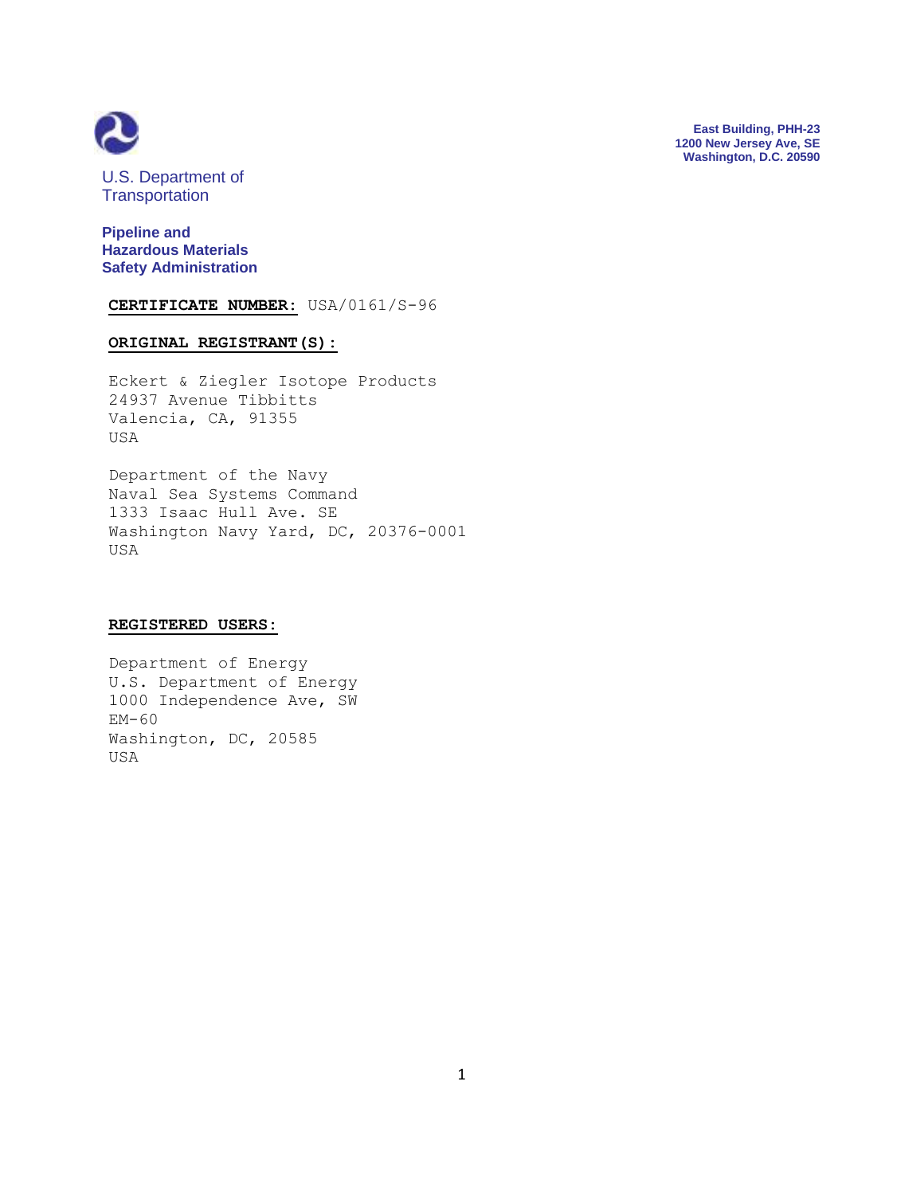U.S. Department of Transportation

**Pipeline and Hazardous Materials Safety Administration**

**East Building, PHH-23**
**1200 New Jersey Ave, SE**
**Washington, D.C. 20590**

**CERTIFICATE NUMBER:** USA/0161/S-96

**ORIGINAL REGISTRANT(S):**

Eckert & Ziegler Isotope Products
24937 Avenue Tibbitts
Valencia, CA, 91355
USA

Department of the Navy
Naval Sea Systems Command
1333 Isaac Hull Ave. SE
Washington Navy Yard, DC, 20376-0001
USA

**REGISTERED USERS:**

Department of Energy
U.S. Department of Energy
1000 Independence Ave, SW
EM-60
Washington, DC, 20585
USA